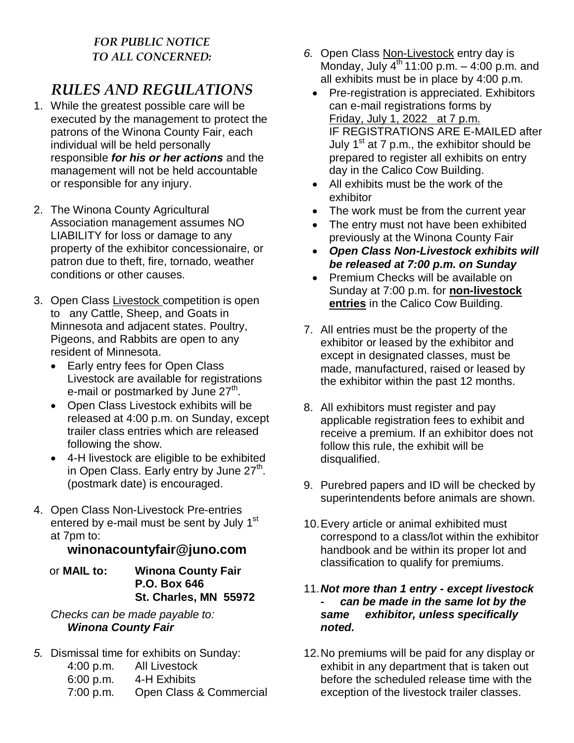*FOR PUBLIC NOTICE*
*TO ALL CONCERNED:*

# *RULES AND REGULATIONS*

1. While the greatest possible care will be executed by the management to protect the patrons of the Winona County Fair, each individual will be held personally responsible ***for his or her actions*** and the management will not be held accountable or responsible for any injury.

2. The Winona County Agricultural Association management assumes NO LIABILITY for loss or damage to any property of the exhibitor concessionaire, or patron due to theft, fire, tornado, weather conditions or other causes.

3. Open Class Livestock competition is open to any Cattle, Sheep, and Goats in Minnesota and adjacent states. Poultry, Pigeons, and Rabbits are open to any resident of Minnesota.
   - Early entry fees for Open Class Livestock are available for registrations e-mail or postmarked by June 27th.
   - Open Class Livestock exhibits will be released at 4:00 p.m. on Sunday, except trailer class entries which are released following the show.
   - 4-H livestock are eligible to be exhibited in Open Class. Early entry by June 27th. (postmark date) is encouraged.

4. Open Class Non-Livestock Pre-entries entered by e-mail must be sent by July 1st at 7pm to:

   **winonacountyfair@juno.com**

   or **MAIL to:** **Winona County Fair**
   **P.O. Box 646**
   **St. Charles, MN 55972**

   *Checks can be made payable to:*
   ***Winona County Fair***

5. Dismissal time for exhibits on Sunday:
   4:00 p.m. All Livestock
   6:00 p.m. 4-H Exhibits
   7:00 p.m. Open Class & Commercial

6. Open Class Non-Livestock entry day is Monday, July 4th 11:00 p.m. – 4:00 p.m. and all exhibits must be in place by 4:00 p.m.
   - Pre-registration is appreciated. Exhibitors can e-mail registrations forms by Friday, July 1, 2022 at 7 p.m. IF REGISTRATIONS ARE E-MAILED after July 1st at 7 p.m., the exhibitor should be prepared to register all exhibits on entry day in the Calico Cow Building.
   - All exhibits must be the work of the exhibitor
   - The work must be from the current year
   - The entry must not have been exhibited previously at the Winona County Fair
   - ***Open Class Non-Livestock exhibits will be released at 7:00 p.m. on Sunday***
   - Premium Checks will be available on Sunday at 7:00 p.m. for **non-livestock entries** in the Calico Cow Building.

7. All entries must be the property of the exhibitor or leased by the exhibitor and except in designated classes, must be made, manufactured, raised or leased by the exhibitor within the past 12 months.

8. All exhibitors must register and pay applicable registration fees to exhibit and receive a premium. If an exhibitor does not follow this rule, the exhibit will be disqualified.

9. Purebred papers and ID will be checked by superintendents before animals are shown.

10. Every article or animal exhibited must correspond to a class/lot within the exhibitor handbook and be within its proper lot and classification to qualify for premiums.

11. ***Not more than 1 entry - except livestock - can be made in the same lot by the same exhibitor, unless specifically noted.***

12. No premiums will be paid for any display or exhibit in any department that is taken out before the scheduled release time with the exception of the livestock trailer classes.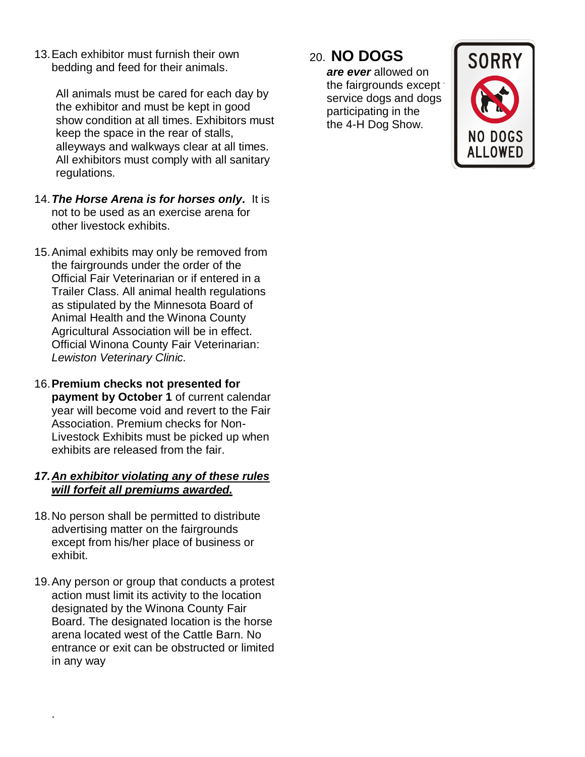13. Each exhibitor must furnish their own bedding and feed for their animals.

    All animals must be cared for each day by the exhibitor and must be kept in good show condition at all times. Exhibitors must keep the space in the rear of stalls, alleyways and walkways clear at all times. All exhibitors must comply with all sanitary regulations.

14. ***The Horse Arena is for horses only.*** It is not to be used as an exercise arena for other livestock exhibits.

15. Animal exhibits may only be removed from the fairgrounds under the order of the Official Fair Veterinarian or if entered in a Trailer Class. All animal health regulations as stipulated by the Minnesota Board of Animal Health and the Winona County Agricultural Association will be in effect. Official Winona County Fair Veterinarian: *Lewiston Veterinary Clinic.*

16. **Premium checks not presented for payment by October 1** of current calendar year will become void and revert to the Fair Association. Premium checks for Non-Livestock Exhibits must be picked up when exhibits are released from the fair.

17. ***<u>An exhibitor violating any of these rules will forfeit all premiums awarded.</u>***

18. No person shall be permitted to distribute advertising matter on the fairgrounds except from his/her place of business or exhibit.

19. Any person or group that conducts a protest action must limit its activity to the location designated by the Winona County Fair Board. The designated location is the horse arena located west of the Cattle Barn. No entrance or exit can be obstructed or limited in any way

20. **NO DOGS** ***are ever*** allowed on the fairgrounds except service dogs and dogs participating in the the 4-H Dog Show.

SORRY

NO DOGS ALLOWED